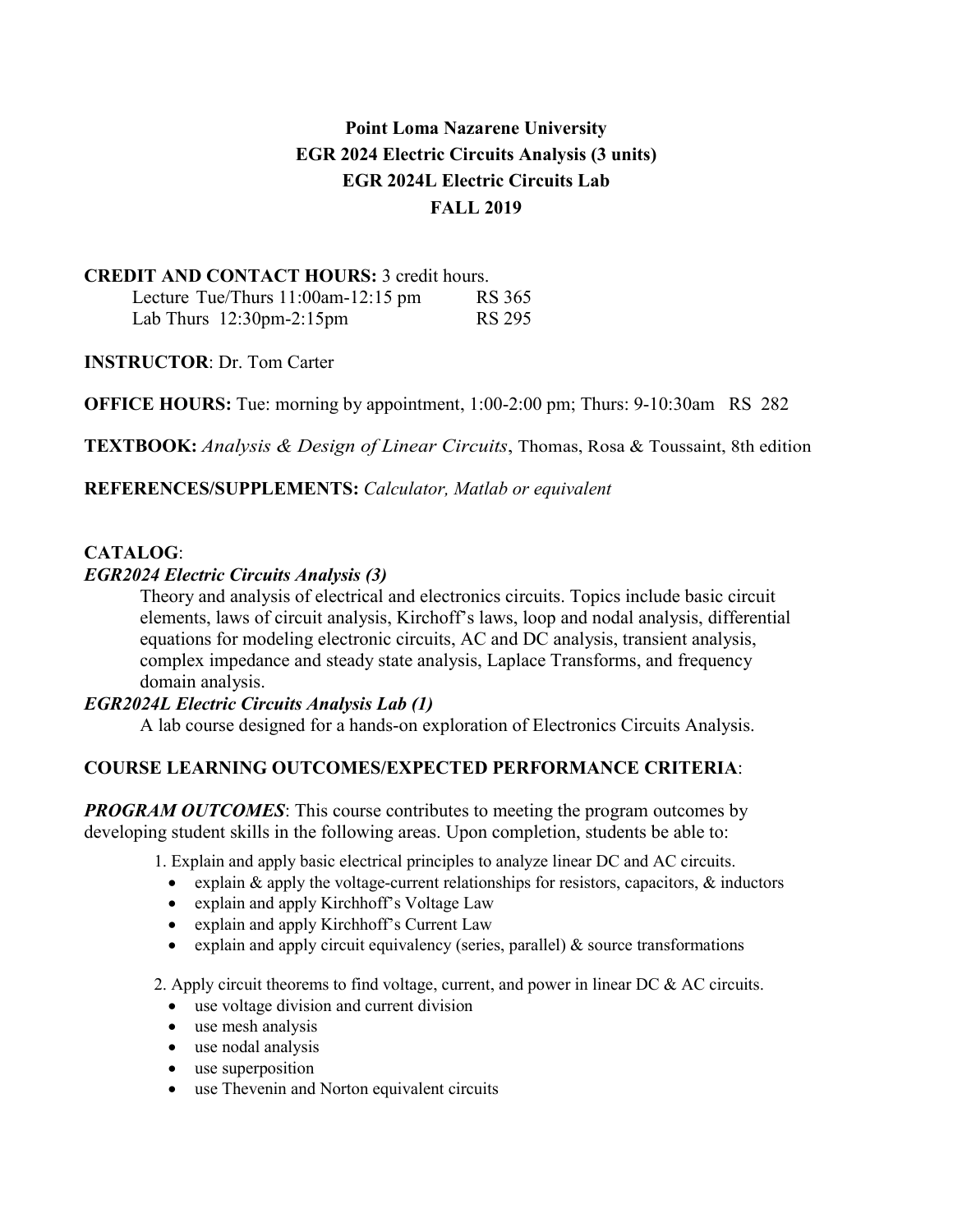# Point Loma Nazarene University
# EGR 2024 Electric Circuits Analysis (3 units)
# EGR 2024L Electric Circuits Lab
# FALL 2019

**CREDIT AND CONTACT HOURS:** 3 credit hours.

| | |
|---|---|
| Lecture Tue/Thurs 11:00am-12:15 pm | RS 365 |
| Lab Thurs 12:30pm-2:15pm | RS 295 |

**INSTRUCTOR**: Dr. Tom Carter

**OFFICE HOURS:** Tue: morning by appointment, 1:00-2:00 pm; Thurs: 9-10:30am RS 282

**TEXTBOOK:** *Analysis & Design of Linear Circuits*, Thomas, Rosa & Toussaint, 8th edition

**REFERENCES/SUPPLEMENTS:** *Calculator, Matlab or equivalent*

**CATALOG**:

***EGR2024 Electric Circuits Analysis (3)***

Theory and analysis of electrical and electronics circuits. Topics include basic circuit elements, laws of circuit analysis, Kirchoff's laws, loop and nodal analysis, differential equations for modeling electronic circuits, AC and DC analysis, transient analysis, complex impedance and steady state analysis, Laplace Transforms, and frequency domain analysis.

***EGR2024L Electric Circuits Analysis Lab (1)***

A lab course designed for a hands-on exploration of Electronics Circuits Analysis.

**COURSE LEARNING OUTCOMES/EXPECTED PERFORMANCE CRITERIA**:

***PROGRAM OUTCOMES***: This course contributes to meeting the program outcomes by developing student skills in the following areas. Upon completion, students be able to:

1. Explain and apply basic electrical principles to analyze linear DC and AC circuits.
   - explain & apply the voltage-current relationships for resistors, capacitors, & inductors
   - explain and apply Kirchhoff's Voltage Law
   - explain and apply Kirchhoff's Current Law
   - explain and apply circuit equivalency (series, parallel) & source transformations
2. Apply circuit theorems to find voltage, current, and power in linear DC & AC circuits.
   - use voltage division and current division
   - use mesh analysis
   - use nodal analysis
   - use superposition
   - use Thevenin and Norton equivalent circuits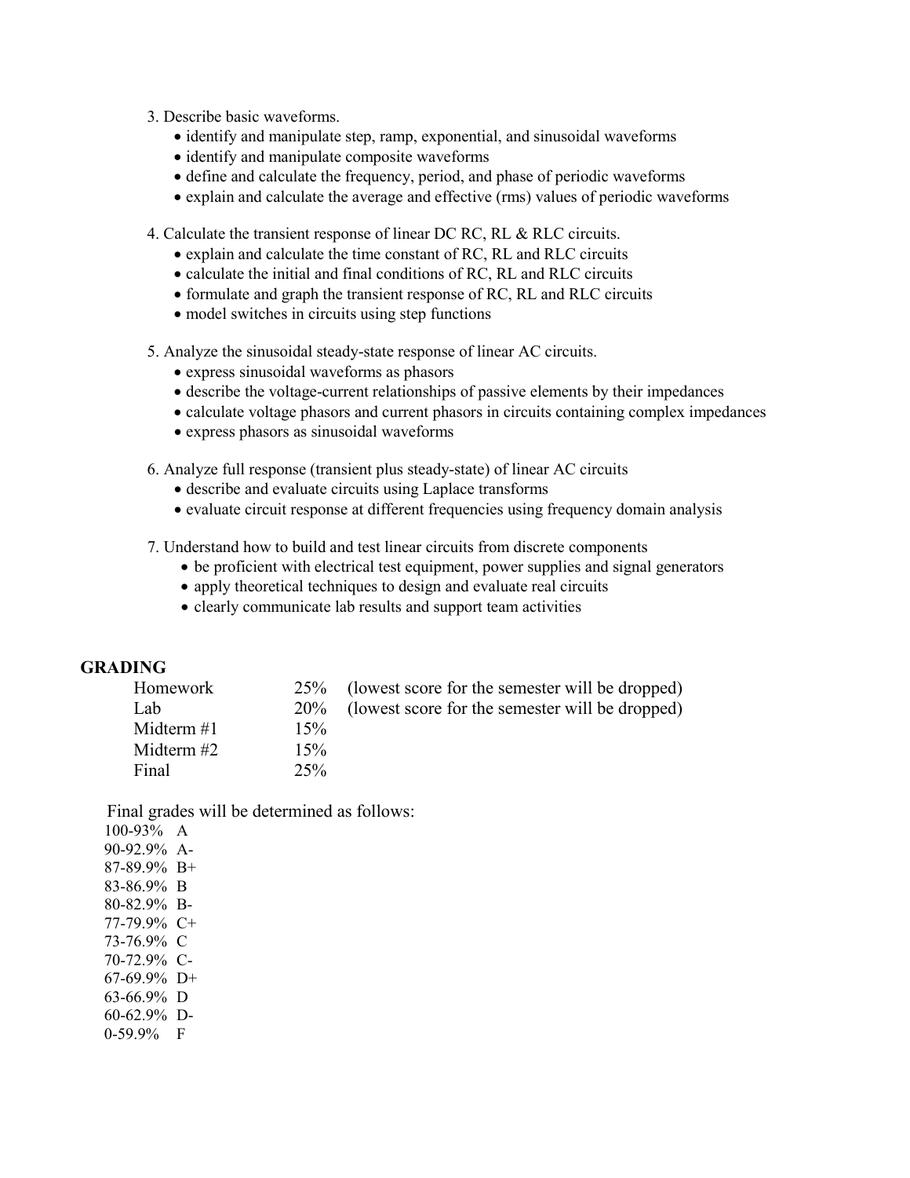3. Describe basic waveforms.
    - identify and manipulate step, ramp, exponential, and sinusoidal waveforms
    - identify and manipulate composite waveforms
    - define and calculate the frequency, period, and phase of periodic waveforms
    - explain and calculate the average and effective (rms) values of periodic waveforms

4. Calculate the transient response of linear DC RC, RL & RLC circuits.
    - explain and calculate the time constant of RC, RL and RLC circuits
    - calculate the initial and final conditions of RC, RL and RLC circuits
    - formulate and graph the transient response of RC, RL and RLC circuits
    - model switches in circuits using step functions

5. Analyze the sinusoidal steady-state response of linear AC circuits.
    - express sinusoidal waveforms as phasors
    - describe the voltage-current relationships of passive elements by their impedances
    - calculate voltage phasors and current phasors in circuits containing complex impedances
    - express phasors as sinusoidal waveforms

6. Analyze full response (transient plus steady-state) of linear AC circuits
    - describe and evaluate circuits using Laplace transforms
    - evaluate circuit response at different frequencies using frequency domain analysis

7. Understand how to build and test linear circuits from discrete components
    - be proficient with electrical test equipment, power supplies and signal generators
    - apply theoretical techniques to design and evaluate real circuits
    - clearly communicate lab results and support team activities

## GRADING

| | | |
|---|---|---|
| Homework | 25% | (lowest score for the semester will be dropped) |
| Lab | 20% | (lowest score for the semester will be dropped) |
| Midterm #1 | 15% | |
| Midterm #2 | 15% | |
| Final | 25% | |

Final grades will be determined as follows:

100-93% A
90-92.9% A-
87-89.9% B+
83-86.9% B
80-82.9% B-
77-79.9% C+
73-76.9% C
70-72.9% C-
67-69.9% D+
63-66.9% D
60-62.9% D-
0-59.9% F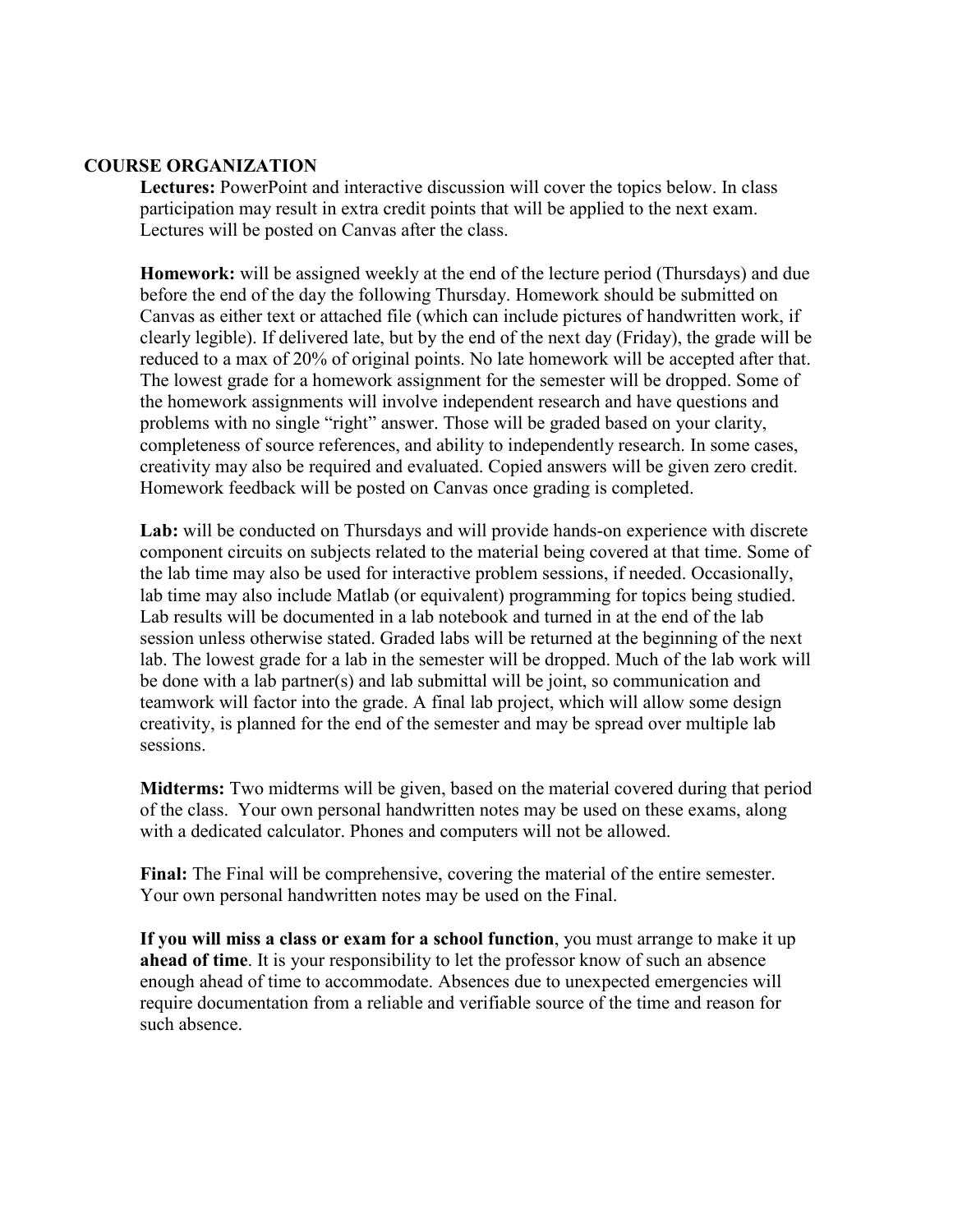## COURSE ORGANIZATION

**Lectures:** PowerPoint and interactive discussion will cover the topics below. In class participation may result in extra credit points that will be applied to the next exam. Lectures will be posted on Canvas after the class.

**Homework:** will be assigned weekly at the end of the lecture period (Thursdays) and due before the end of the day the following Thursday. Homework should be submitted on Canvas as either text or attached file (which can include pictures of handwritten work, if clearly legible). If delivered late, but by the end of the next day (Friday), the grade will be reduced to a max of 20% of original points. No late homework will be accepted after that. The lowest grade for a homework assignment for the semester will be dropped. Some of the homework assignments will involve independent research and have questions and problems with no single "right" answer. Those will be graded based on your clarity, completeness of source references, and ability to independently research. In some cases, creativity may also be required and evaluated. Copied answers will be given zero credit. Homework feedback will be posted on Canvas once grading is completed.

**Lab:** will be conducted on Thursdays and will provide hands-on experience with discrete component circuits on subjects related to the material being covered at that time. Some of the lab time may also be used for interactive problem sessions, if needed. Occasionally, lab time may also include Matlab (or equivalent) programming for topics being studied. Lab results will be documented in a lab notebook and turned in at the end of the lab session unless otherwise stated. Graded labs will be returned at the beginning of the next lab. The lowest grade for a lab in the semester will be dropped. Much of the lab work will be done with a lab partner(s) and lab submittal will be joint, so communication and teamwork will factor into the grade. A final lab project, which will allow some design creativity, is planned for the end of the semester and may be spread over multiple lab sessions.

**Midterms:** Two midterms will be given, based on the material covered during that period of the class. Your own personal handwritten notes may be used on these exams, along with a dedicated calculator. Phones and computers will not be allowed.

**Final:** The Final will be comprehensive, covering the material of the entire semester. Your own personal handwritten notes may be used on the Final.

**If you will miss a class or exam for a school function**, you must arrange to make it up **ahead of time**. It is your responsibility to let the professor know of such an absence enough ahead of time to accommodate. Absences due to unexpected emergencies will require documentation from a reliable and verifiable source of the time and reason for such absence.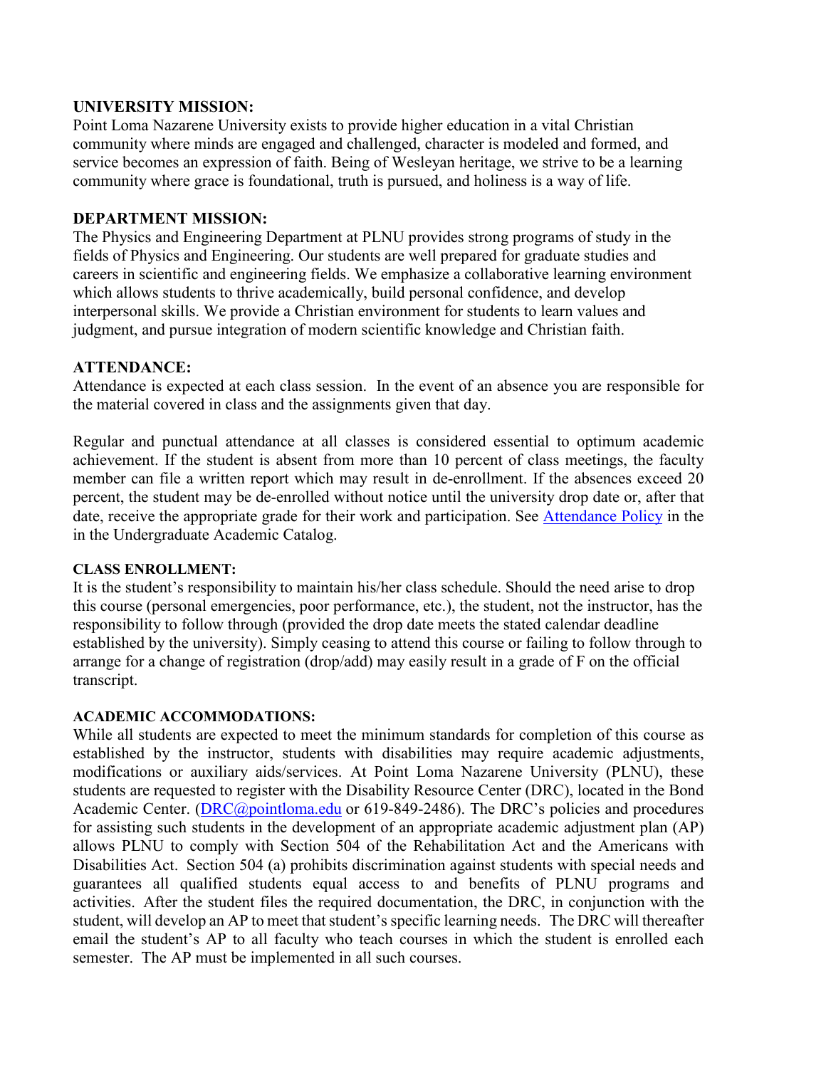**UNIVERSITY MISSION:**
Point Loma Nazarene University exists to provide higher education in a vital Christian community where minds are engaged and challenged, character is modeled and formed, and service becomes an expression of faith. Being of Wesleyan heritage, we strive to be a learning community where grace is foundational, truth is pursued, and holiness is a way of life.

**DEPARTMENT MISSION:**
The Physics and Engineering Department at PLNU provides strong programs of study in the fields of Physics and Engineering. Our students are well prepared for graduate studies and careers in scientific and engineering fields. We emphasize a collaborative learning environment which allows students to thrive academically, build personal confidence, and develop interpersonal skills. We provide a Christian environment for students to learn values and judgment, and pursue integration of modern scientific knowledge and Christian faith.

**ATTENDANCE:**
Attendance is expected at each class session. In the event of an absence you are responsible for the material covered in class and the assignments given that day.

Regular and punctual attendance at all classes is considered essential to optimum academic achievement. If the student is absent from more than 10 percent of class meetings, the faculty member can file a written report which may result in de-enrollment. If the absences exceed 20 percent, the student may be de-enrolled without notice until the university drop date or, after that date, receive the appropriate grade for their work and participation. See [Attendance Policy]() in the in the Undergraduate Academic Catalog.

**CLASS ENROLLMENT:**
It is the student's responsibility to maintain his/her class schedule. Should the need arise to drop this course (personal emergencies, poor performance, etc.), the student, not the instructor, has the responsibility to follow through (provided the drop date meets the stated calendar deadline established by the university). Simply ceasing to attend this course or failing to follow through to arrange for a change of registration (drop/add) may easily result in a grade of F on the official transcript.

**ACADEMIC ACCOMMODATIONS:**
While all students are expected to meet the minimum standards for completion of this course as established by the instructor, students with disabilities may require academic adjustments, modifications or auxiliary aids/services. At Point Loma Nazarene University (PLNU), these students are requested to register with the Disability Resource Center (DRC), located in the Bond Academic Center. (DRC@pointloma.edu or 619-849-2486). The DRC's policies and procedures for assisting such students in the development of an appropriate academic adjustment plan (AP) allows PLNU to comply with Section 504 of the Rehabilitation Act and the Americans with Disabilities Act. Section 504 (a) prohibits discrimination against students with special needs and guarantees all qualified students equal access to and benefits of PLNU programs and activities. After the student files the required documentation, the DRC, in conjunction with the student, will develop an AP to meet that student's specific learning needs. The DRC will thereafter email the student's AP to all faculty who teach courses in which the student is enrolled each semester. The AP must be implemented in all such courses.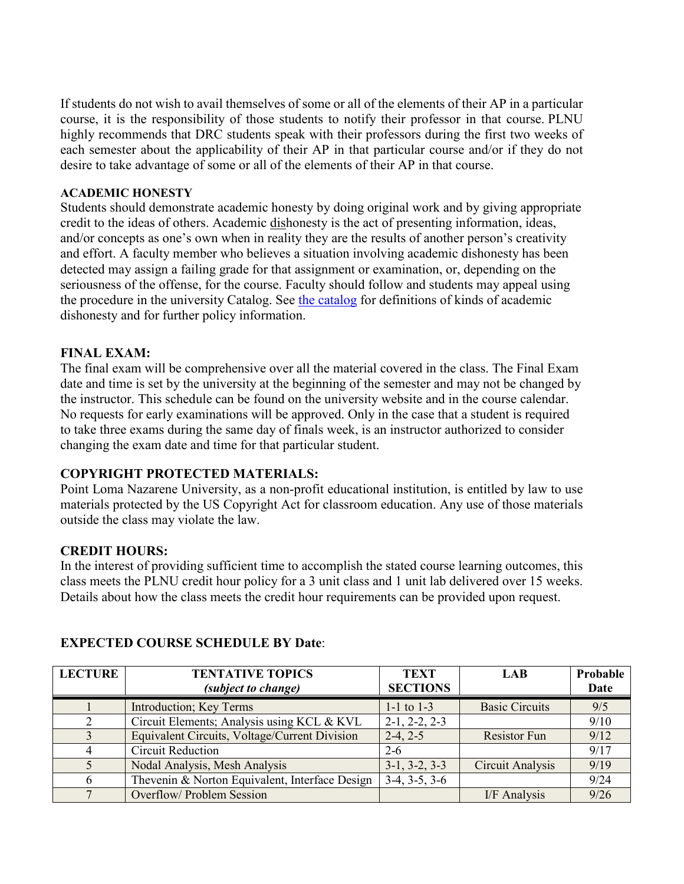If students do not wish to avail themselves of some or all of the elements of their AP in a particular course, it is the responsibility of those students to notify their professor in that course. PLNU highly recommends that DRC students speak with their professors during the first two weeks of each semester about the applicability of their AP in that particular course and/or if they do not desire to take advantage of some or all of the elements of their AP in that course.

**ACADEMIC HONESTY**

Students should demonstrate academic honesty by doing original work and by giving appropriate credit to the ideas of others. Academic dishonesty is the act of presenting information, ideas, and/or concepts as one's own when in reality they are the results of another person's creativity and effort. A faculty member who believes a situation involving academic dishonesty has been detected may assign a failing grade for that assignment or examination, or, depending on the seriousness of the offense, for the course. Faculty should follow and students may appeal using the procedure in the university Catalog. See the catalog for definitions of kinds of academic dishonesty and for further policy information.

## FINAL EXAM:

The final exam will be comprehensive over all the material covered in the class. The Final Exam date and time is set by the university at the beginning of the semester and may not be changed by the instructor. This schedule can be found on the university website and in the course calendar. No requests for early examinations will be approved. Only in the case that a student is required to take three exams during the same day of finals week, is an instructor authorized to consider changing the exam date and time for that particular student.

## COPYRIGHT PROTECTED MATERIALS:

Point Loma Nazarene University, as a non-profit educational institution, is entitled by law to use materials protected by the US Copyright Act for classroom education. Any use of those materials outside the class may violate the law.

## CREDIT HOURS:

In the interest of providing sufficient time to accomplish the stated course learning outcomes, this class meets the PLNU credit hour policy for a 3 unit class and 1 unit lab delivered over 15 weeks. Details about how the class meets the credit hour requirements can be provided upon request.

## EXPECTED COURSE SCHEDULE BY Date:

| LECTURE | TENTATIVE TOPICS *(subject to change)* | TEXT SECTIONS | LAB | Probable Date |
|---|---|---|---|---|
| 1 | Introduction; Key Terms | 1-1 to 1-3 | Basic Circuits | 9/5 |
| 2 | Circuit Elements; Analysis using KCL & KVL | 2-1, 2-2, 2-3 | | 9/10 |
| 3 | Equivalent Circuits, Voltage/Current Division | 2-4, 2-5 | Resistor Fun | 9/12 |
| 4 | Circuit Reduction | 2-6 | | 9/17 |
| 5 | Nodal Analysis, Mesh Analysis | 3-1, 3-2, 3-3 | Circuit Analysis | 9/19 |
| 6 | Thevenin & Norton Equivalent, Interface Design | 3-4, 3-5, 3-6 | | 9/24 |
| 7 | Overflow/ Problem Session | | I/F Analysis | 9/26 |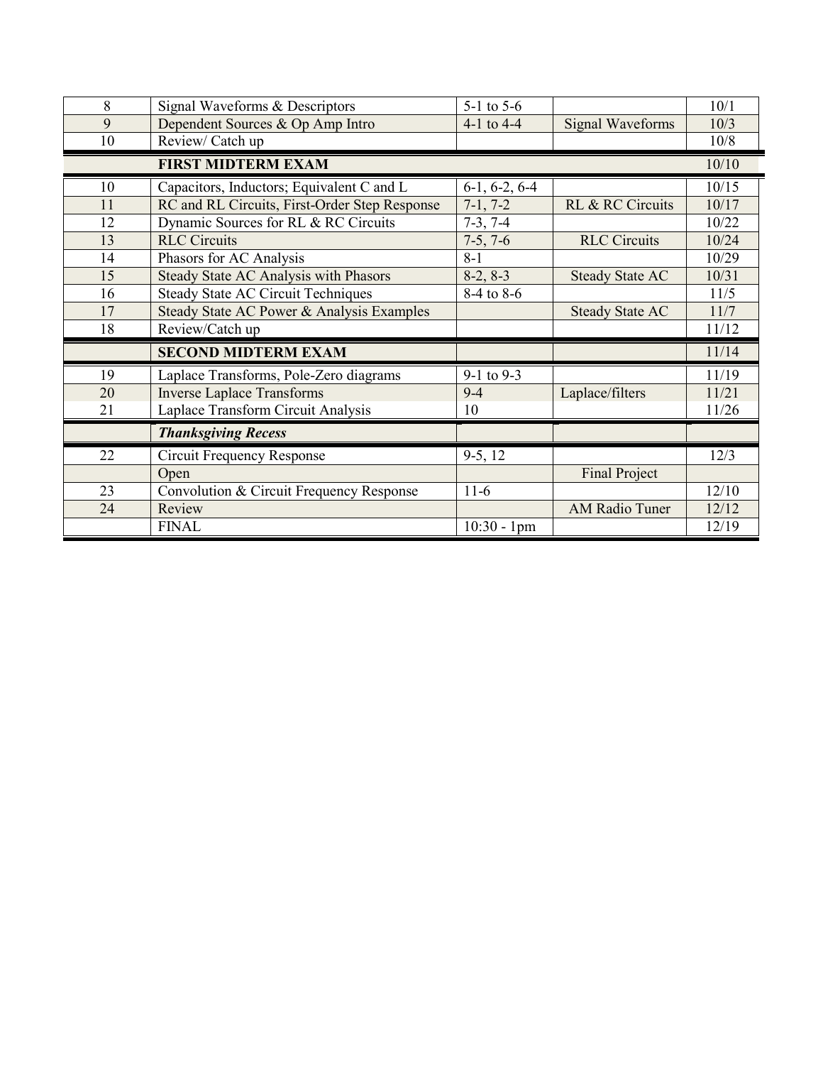| | | | | |
|---|---|---|---|---|
| 8 | Signal Waveforms & Descriptors | 5-1 to 5-6 | | 10/1 |
| 9 | Dependent Sources & Op Amp Intro | 4-1 to 4-4 | Signal Waveforms | 10/3 |
| 10 | Review/ Catch up | | | 10/8 |
| | **FIRST MIDTERM EXAM** | | | 10/10 |
| 10 | Capacitors, Inductors; Equivalent C and L | 6-1, 6-2, 6-4 | | 10/15 |
| 11 | RC and RL Circuits, First-Order Step Response | 7-1, 7-2 | RL & RC Circuits | 10/17 |
| 12 | Dynamic Sources for RL & RC Circuits | 7-3, 7-4 | | 10/22 |
| 13 | RLC Circuits | 7-5, 7-6 | RLC Circuits | 10/24 |
| 14 | Phasors for AC Analysis | 8-1 | | 10/29 |
| 15 | Steady State AC Analysis with Phasors | 8-2, 8-3 | Steady State AC | 10/31 |
| 16 | Steady State AC Circuit Techniques | 8-4 to 8-6 | | 11/5 |
| 17 | Steady State AC Power & Analysis Examples | | Steady State AC | 11/7 |
| 18 | Review/Catch up | | | 11/12 |
| | **SECOND MIDTERM EXAM** | | | 11/14 |
| 19 | Laplace Transforms, Pole-Zero diagrams | 9-1 to 9-3 | | 11/19 |
| 20 | Inverse Laplace Transforms | 9-4 | Laplace/filters | 11/21 |
| 21 | Laplace Transform Circuit Analysis | 10 | | 11/26 |
| | ***Thanksgiving Recess*** | | | |
| 22 | Circuit Frequency Response | 9-5, 12 | | 12/3 |
| | Open | | Final Project | |
| 23 | Convolution & Circuit Frequency Response | 11-6 | | 12/10 |
| 24 | Review | | AM Radio Tuner | 12/12 |
| | FINAL | 10:30 - 1pm | | 12/19 |